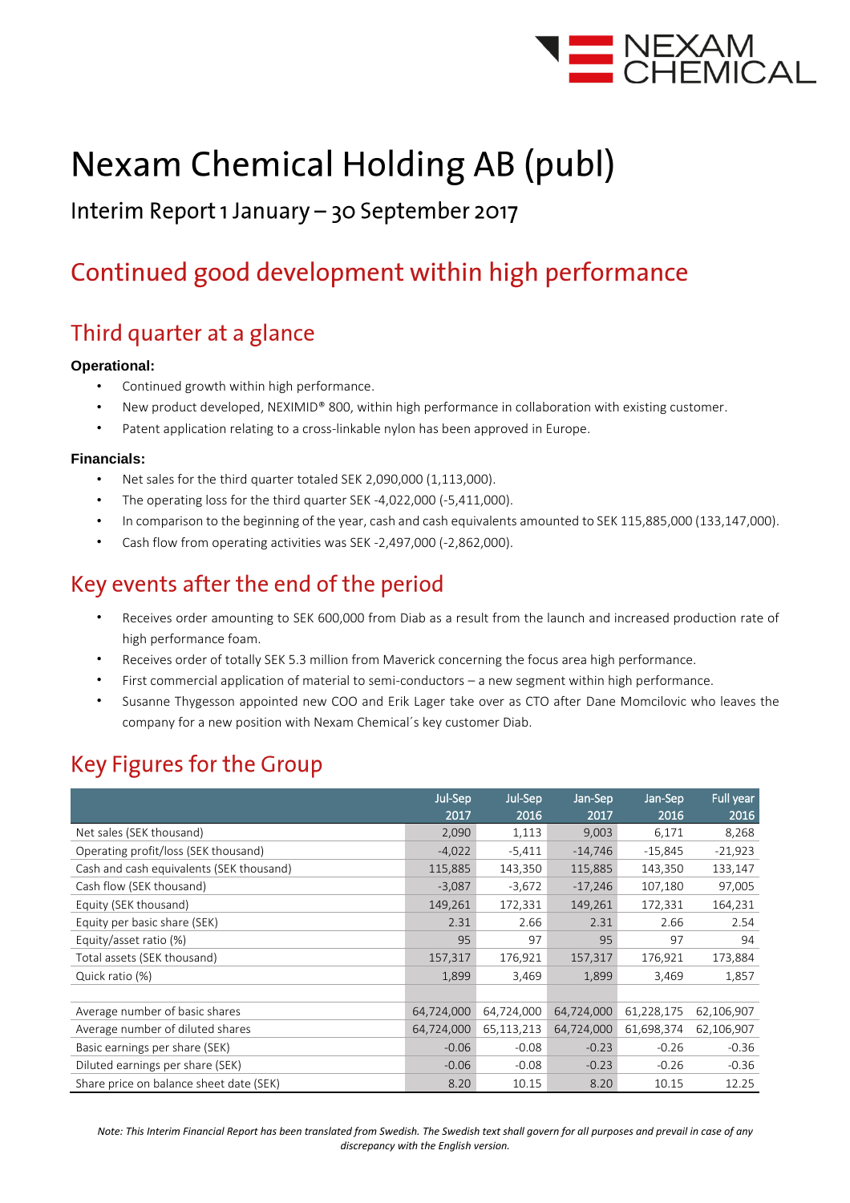# Nexam Chemical Holding AB (publ)

Interim Report 1 January – 30 September 2017

## Continued good development within high performance

## Third quarter at a glance

**Operational:**

- Continued growth within high performance.
- New product developed, NEXIMID® 800, within high performance in collaboration with existing customer.
- Patent application relating to a cross-linkable nylon has been approved in Europe.

**Financials:**

- Net sales for the third quarter totaled SEK 2,090,000 (1,113,000).
- The operating loss for the third quarter SEK -4,022,000 (-5,411,000).
- In comparison to the beginning of the year, cash and cash equivalents amounted to SEK 115,885,000 (133,147,000).
- Cash flow from operating activities was SEK -2,497,000 (-2,862,000).

## Key events after the end of the period

- Receives order amounting to SEK 600,000 from Diab as a result from the launch and increased production rate of high performance foam.
- Receives order of totally SEK 5.3 million from Maverick concerning the focus area high performance.
- First commercial application of material to semi-conductors – a new segment within high performance.
- Susanne Thygesson appointed new COO and Erik Lager take over as CTO after Dane Momcilovic who leaves the company for a new position with Nexam Chemical´s key customer Diab.

## Key Figures for the Group

| | Jul-Sep 2017 | Jul-Sep 2016 | Jan-Sep 2017 | Jan-Sep 2016 | Full year 2016 |
|---|---|---|---|---|---|
| Net sales (SEK thousand) | 2,090 | 1,113 | 9,003 | 6,171 | 8,268 |
| Operating profit/loss (SEK thousand) | -4,022 | -5,411 | -14,746 | -15,845 | -21,923 |
| Cash and cash equivalents (SEK thousand) | 115,885 | 143,350 | 115,885 | 143,350 | 133,147 |
| Cash flow (SEK thousand) | -3,087 | -3,672 | -17,246 | 107,180 | 97,005 |
| Equity (SEK thousand) | 149,261 | 172,331 | 149,261 | 172,331 | 164,231 |
| Equity per basic share (SEK) | 2.31 | 2.66 | 2.31 | 2.66 | 2.54 |
| Equity/asset ratio (%) | 95 | 97 | 95 | 97 | 94 |
| Total assets (SEK thousand) | 157,317 | 176,921 | 157,317 | 176,921 | 173,884 |
| Quick ratio (%) | 1,899 | 3,469 | 1,899 | 3,469 | 1,857 |
| | | | | | |
| Average number of basic shares | 64,724,000 | 64,724,000 | 64,724,000 | 61,228,175 | 62,106,907 |
| Average number of diluted shares | 64,724,000 | 65,113,213 | 64,724,000 | 61,698,374 | 62,106,907 |
| Basic earnings per share (SEK) | -0.06 | -0.08 | -0.23 | -0.26 | -0.36 |
| Diluted earnings per share (SEK) | -0.06 | -0.08 | -0.23 | -0.26 | -0.36 |
| Share price on balance sheet date (SEK) | 8.20 | 10.15 | 8.20 | 10.15 | 12.25 |

*Note: This Interim Financial Report has been translated from Swedish. The Swedish text shall govern for all purposes and prevail in case of any discrepancy with the English version.*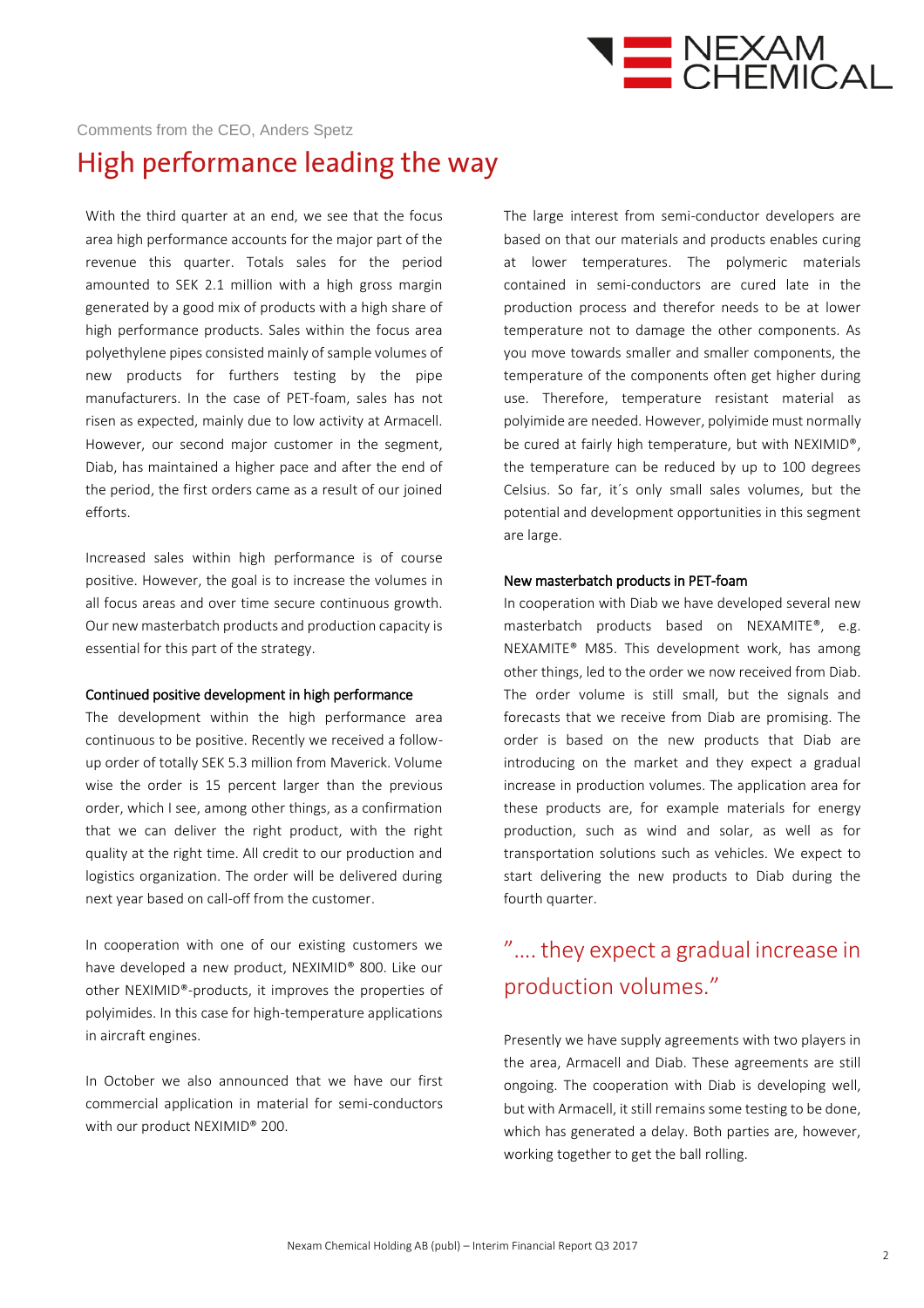Comments from the CEO, Anders Spetz

# High performance leading the way

With the third quarter at an end, we see that the focus area high performance accounts for the major part of the revenue this quarter. Totals sales for the period amounted to SEK 2.1 million with a high gross margin generated by a good mix of products with a high share of high performance products. Sales within the focus area polyethylene pipes consisted mainly of sample volumes of new products for furthers testing by the pipe manufacturers. In the case of PET-foam, sales has not risen as expected, mainly due to low activity at Armacell. However, our second major customer in the segment, Diab, has maintained a higher pace and after the end of the period, the first orders came as a result of our joined efforts.

Increased sales within high performance is of course positive. However, the goal is to increase the volumes in all focus areas and over time secure continuous growth. Our new masterbatch products and production capacity is essential for this part of the strategy.

### Continued positive development in high performance

The development within the high performance area continuous to be positive. Recently we received a follow-up order of totally SEK 5.3 million from Maverick. Volume wise the order is 15 percent larger than the previous order, which I see, among other things, as a confirmation that we can deliver the right product, with the right quality at the right time. All credit to our production and logistics organization. The order will be delivered during next year based on call-off from the customer.

In cooperation with one of our existing customers we have developed a new product, NEXIMID® 800. Like our other NEXIMID®-products, it improves the properties of polyimides. In this case for high-temperature applications in aircraft engines.

In October we also announced that we have our first commercial application in material for semi-conductors with our product NEXIMID® 200.

The large interest from semi-conductor developers are based on that our materials and products enables curing at lower temperatures. The polymeric materials contained in semi-conductors are cured late in the production process and therefor needs to be at lower temperature not to damage the other components. As you move towards smaller and smaller components, the temperature of the components often get higher during use. Therefore, temperature resistant material as polyimide are needed. However, polyimide must normally be cured at fairly high temperature, but with NEXIMID®, the temperature can be reduced by up to 100 degrees Celsius. So far, it´s only small sales volumes, but the potential and development opportunities in this segment are large.

### New masterbatch products in PET-foam

In cooperation with Diab we have developed several new masterbatch products based on NEXAMITE®, e.g. NEXAMITE® M85. This development work, has among other things, led to the order we now received from Diab. The order volume is still small, but the signals and forecasts that we receive from Diab are promising. The order is based on the new products that Diab are introducing on the market and they expect a gradual increase in production volumes. The application area for these products are, for example materials for energy production, such as wind and solar, as well as for transportation solutions such as vehicles. We expect to start delivering the new products to Diab during the fourth quarter.

> ".... they expect a gradual increase in production volumes."

Presently we have supply agreements with two players in the area, Armacell and Diab. These agreements are still ongoing. The cooperation with Diab is developing well, but with Armacell, it still remains some testing to be done, which has generated a delay. Both parties are, however, working together to get the ball rolling.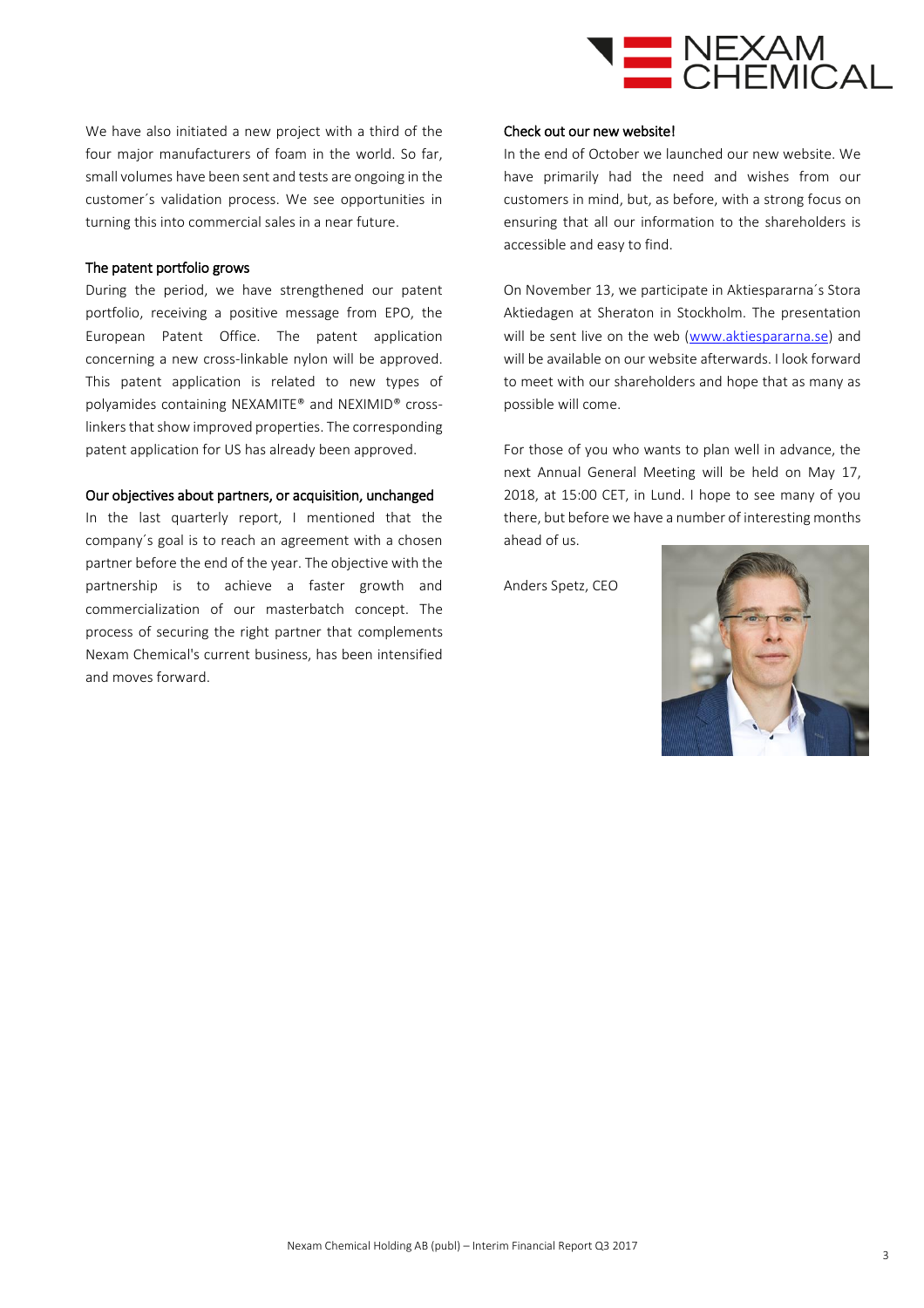We have also initiated a new project with a third of the four major manufacturers of foam in the world. So far, small volumes have been sent and tests are ongoing in the customer´s validation process. We see opportunities in turning this into commercial sales in a near future.

### The patent portfolio grows

During the period, we have strengthened our patent portfolio, receiving a positive message from EPO, the European Patent Office. The patent application concerning a new cross-linkable nylon will be approved. This patent application is related to new types of polyamides containing NEXAMITE® and NEXIMID® cross-linkers that show improved properties. The corresponding patent application for US has already been approved.

### Our objectives about partners, or acquisition, unchanged

In the last quarterly report, I mentioned that the company´s goal is to reach an agreement with a chosen partner before the end of the year. The objective with the partnership is to achieve a faster growth and commercialization of our masterbatch concept. The process of securing the right partner that complements Nexam Chemical's current business, has been intensified and moves forward.

### Check out our new website!

In the end of October we launched our new website. We have primarily had the need and wishes from our customers in mind, but, as before, with a strong focus on ensuring that all our information to the shareholders is accessible and easy to find.

On November 13, we participate in Aktiespararna´s Stora Aktiedagen at Sheraton in Stockholm. The presentation will be sent live on the web (www.aktiespararna.se) and will be available on our website afterwards. I look forward to meet with our shareholders and hope that as many as possible will come.

For those of you who wants to plan well in advance, the next Annual General Meeting will be held on May 17, 2018, at 15:00 CET, in Lund. I hope to see many of you there, but before we have a number of interesting months ahead of us.

Anders Spetz, CEO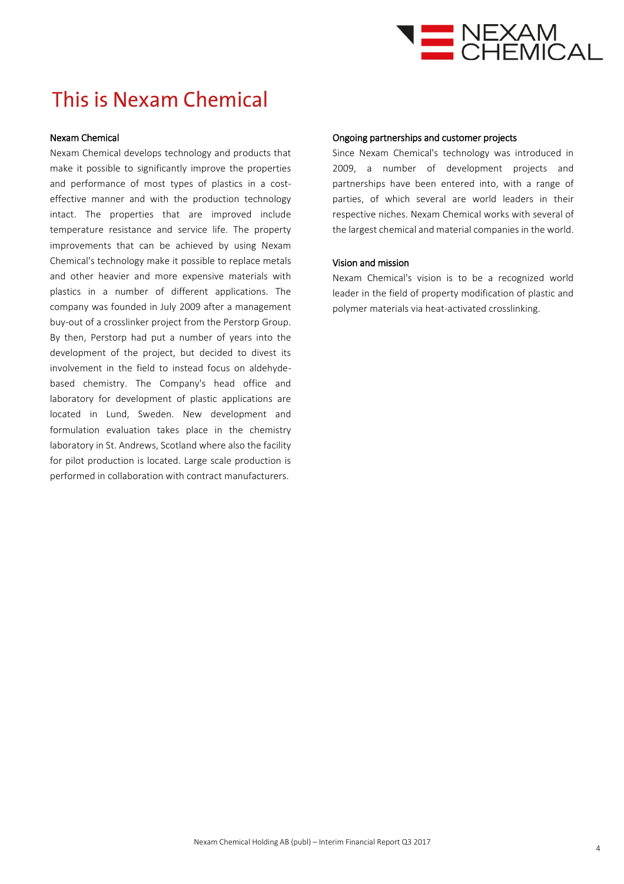# This is Nexam Chemical

### Nexam Chemical

Nexam Chemical develops technology and products that make it possible to significantly improve the properties and performance of most types of plastics in a cost-effective manner and with the production technology intact. The properties that are improved include temperature resistance and service life. The property improvements that can be achieved by using Nexam Chemical's technology make it possible to replace metals and other heavier and more expensive materials with plastics in a number of different applications. The company was founded in July 2009 after a management buy-out of a crosslinker project from the Perstorp Group. By then, Perstorp had put a number of years into the development of the project, but decided to divest its involvement in the field to instead focus on aldehyde-based chemistry. The Company's head office and laboratory for development of plastic applications are located in Lund, Sweden. New development and formulation evaluation takes place in the chemistry laboratory in St. Andrews, Scotland where also the facility for pilot production is located. Large scale production is performed in collaboration with contract manufacturers.

### Ongoing partnerships and customer projects

Since Nexam Chemical's technology was introduced in 2009, a number of development projects and partnerships have been entered into, with a range of parties, of which several are world leaders in their respective niches. Nexam Chemical works with several of the largest chemical and material companies in the world.

### Vision and mission

Nexam Chemical's vision is to be a recognized world leader in the field of property modification of plastic and polymer materials via heat-activated crosslinking.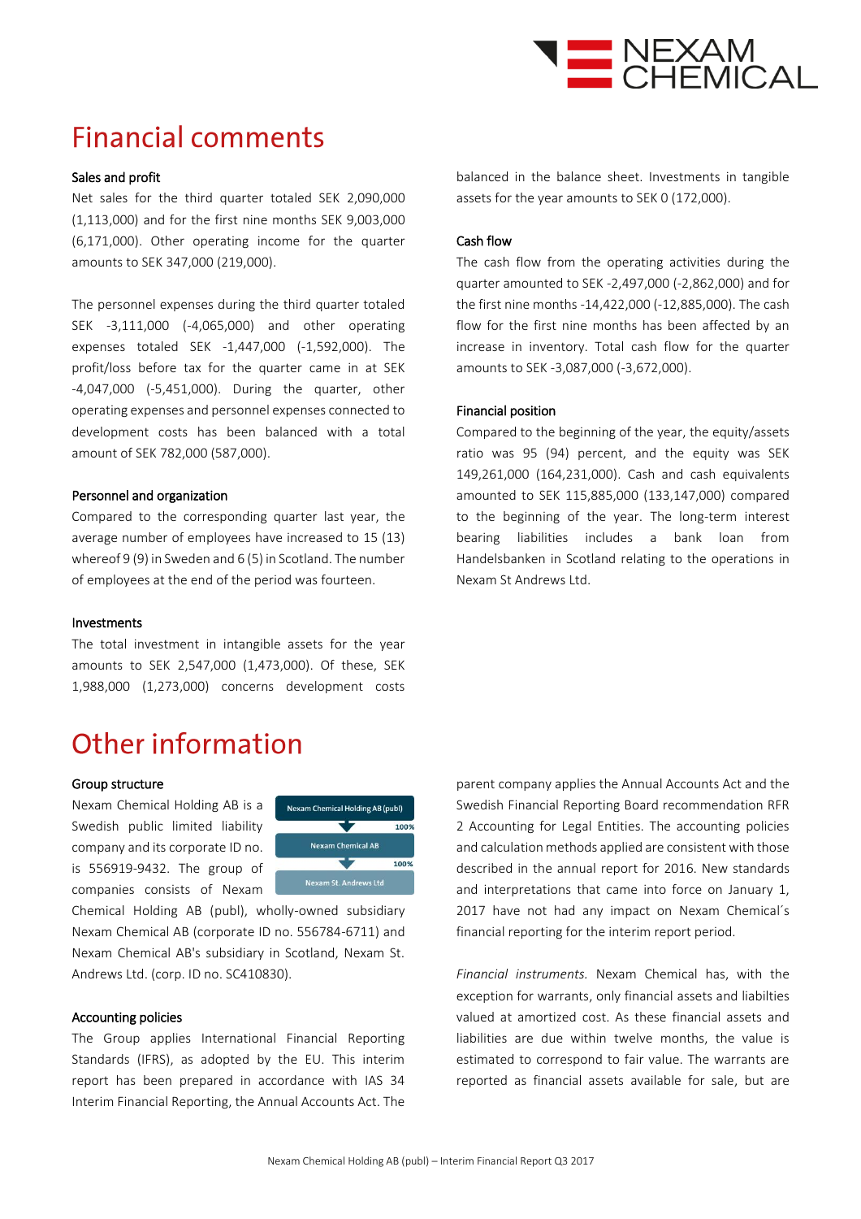# Financial comments

### Sales and profit

Net sales for the third quarter totaled SEK 2,090,000 (1,113,000) and for the first nine months SEK 9,003,000 (6,171,000). Other operating income for the quarter amounts to SEK 347,000 (219,000).

The personnel expenses during the third quarter totaled SEK -3,111,000 (-4,065,000) and other operating expenses totaled SEK -1,447,000 (-1,592,000). The profit/loss before tax for the quarter came in at SEK -4,047,000 (-5,451,000). During the quarter, other operating expenses and personnel expenses connected to development costs has been balanced with a total amount of SEK 782,000 (587,000).

### Personnel and organization

Compared to the corresponding quarter last year, the average number of employees have increased to 15 (13) whereof 9 (9) in Sweden and 6 (5) in Scotland. The number of employees at the end of the period was fourteen.

### Investments

The total investment in intangible assets for the year amounts to SEK 2,547,000 (1,473,000). Of these, SEK 1,988,000 (1,273,000) concerns development costs balanced in the balance sheet. Investments in tangible assets for the year amounts to SEK 0 (172,000).

### Cash flow

The cash flow from the operating activities during the quarter amounted to SEK -2,497,000 (-2,862,000) and for the first nine months -14,422,000 (-12,885,000). The cash flow for the first nine months has been affected by an increase in inventory. Total cash flow for the quarter amounts to SEK -3,087,000 (-3,672,000).

### Financial position

Compared to the beginning of the year, the equity/assets ratio was 95 (94) percent, and the equity was SEK 149,261,000 (164,231,000). Cash and cash equivalents amounted to SEK 115,885,000 (133,147,000) compared to the beginning of the year. The long-term interest bearing liabilities includes a bank loan from Handelsbanken in Scotland relating to the operations in Nexam St Andrews Ltd.

# Other information

### Group structure

Nexam Chemical Holding AB (publ)
↓ 100%
Nexam Chemical AB
↓ 100%
Nexam St. Andrews Ltd

Nexam Chemical Holding AB is a Swedish public limited liability company and its corporate ID no. is 556919-9432. The group of companies consists of Nexam Chemical Holding AB (publ), wholly-owned subsidiary Nexam Chemical AB (corporate ID no. 556784-6711) and Nexam Chemical AB's subsidiary in Scotland, Nexam St. Andrews Ltd. (corp. ID no. SC410830).

### Accounting policies

The Group applies International Financial Reporting Standards (IFRS), as adopted by the EU. This interim report has been prepared in accordance with IAS 34 Interim Financial Reporting, the Annual Accounts Act. The parent company applies the Annual Accounts Act and the Swedish Financial Reporting Board recommendation RFR 2 Accounting for Legal Entities. The accounting policies and calculation methods applied are consistent with those described in the annual report for 2016. New standards and interpretations that came into force on January 1, 2017 have not had any impact on Nexam Chemical´s financial reporting for the interim report period.

*Financial instruments.* Nexam Chemical has, with the exception for warrants, only financial assets and liabilties valued at amortized cost. As these financial assets and liabilities are due within twelve months, the value is estimated to correspond to fair value. The warrants are reported as financial assets available for sale, but are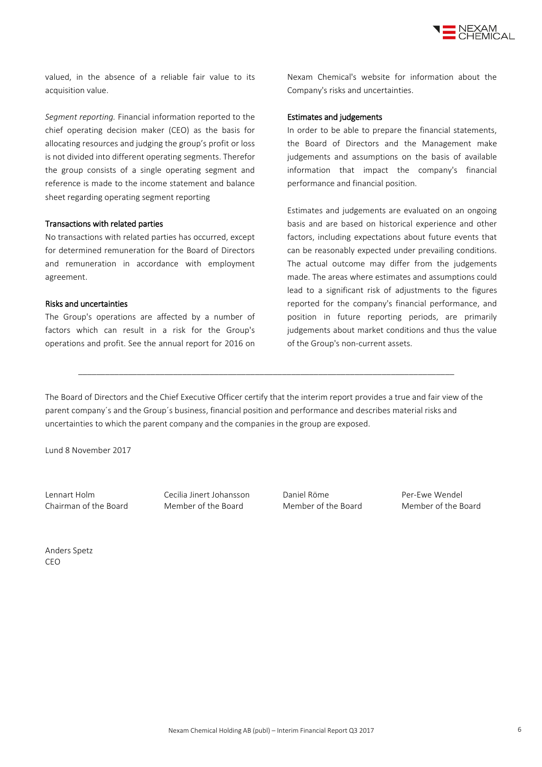valued, in the absence of a reliable fair value to its acquisition value.

*Segment reporting.* Financial information reported to the chief operating decision maker (CEO) as the basis for allocating resources and judging the group's profit or loss is not divided into different operating segments. Therefor the group consists of a single operating segment and reference is made to the income statement and balance sheet regarding operating segment reporting

## Transactions with related parties

No transactions with related parties has occurred, except for determined remuneration for the Board of Directors and remuneration in accordance with employment agreement.

## Risks and uncertainties

The Group's operations are affected by a number of factors which can result in a risk for the Group's operations and profit. See the annual report for 2016 on Nexam Chemical's website for information about the Company's risks and uncertainties.

## Estimates and judgements

In order to be able to prepare the financial statements, the Board of Directors and the Management make judgements and assumptions on the basis of available information that impact the company's financial performance and financial position.

Estimates and judgements are evaluated on an ongoing basis and are based on historical experience and other factors, including expectations about future events that can be reasonably expected under prevailing conditions. The actual outcome may differ from the judgements made. The areas where estimates and assumptions could lead to a significant risk of adjustments to the figures reported for the company's financial performance, and position in future reporting periods, are primarily judgements about market conditions and thus the value of the Group's non-current assets.

---

The Board of Directors and the Chief Executive Officer certify that the interim report provides a true and fair view of the parent company´s and the Group´s business, financial position and performance and describes material risks and uncertainties to which the parent company and the companies in the group are exposed.

Lund 8 November 2017

| | | | |
|---|---|---|---|
| Lennart Holm<br>Chairman of the Board | Cecilia Jinert Johansson<br>Member of the Board | Daniel Röme<br>Member of the Board | Per-Ewe Wendel<br>Member of the Board |

Anders Spetz
CEO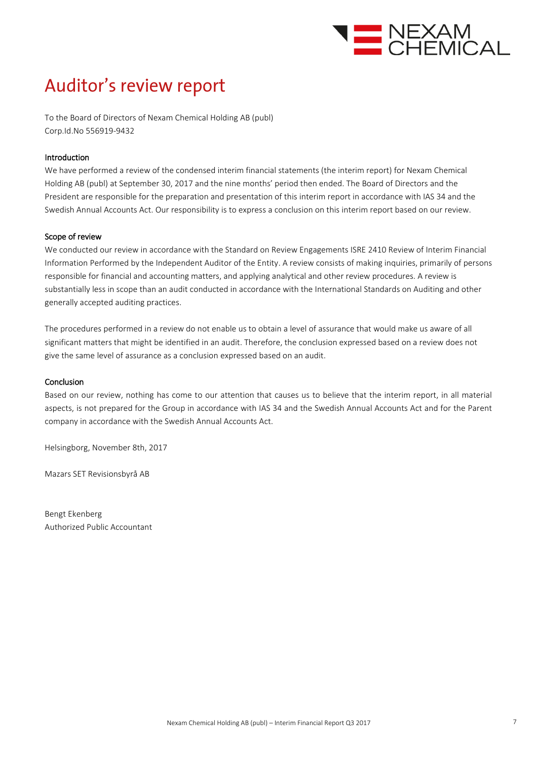# Auditor's review report

To the Board of Directors of Nexam Chemical Holding AB (publ)
Corp.Id.No 556919-9432

### Introduction

We have performed a review of the condensed interim financial statements (the interim report) for Nexam Chemical Holding AB (publ) at September 30, 2017 and the nine months' period then ended. The Board of Directors and the President are responsible for the preparation and presentation of this interim report in accordance with IAS 34 and the Swedish Annual Accounts Act. Our responsibility is to express a conclusion on this interim report based on our review.

### Scope of review

We conducted our review in accordance with the Standard on Review Engagements ISRE 2410 Review of Interim Financial Information Performed by the Independent Auditor of the Entity. A review consists of making inquiries, primarily of persons responsible for financial and accounting matters, and applying analytical and other review procedures. A review is substantially less in scope than an audit conducted in accordance with the International Standards on Auditing and other generally accepted auditing practices.

The procedures performed in a review do not enable us to obtain a level of assurance that would make us aware of all significant matters that might be identified in an audit. Therefore, the conclusion expressed based on a review does not give the same level of assurance as a conclusion expressed based on an audit.

### Conclusion

Based on our review, nothing has come to our attention that causes us to believe that the interim report, in all material aspects, is not prepared for the Group in accordance with IAS 34 and the Swedish Annual Accounts Act and for the Parent company in accordance with the Swedish Annual Accounts Act.

Helsingborg, November 8th, 2017

Mazars SET Revisionsbyrå AB

Bengt Ekenberg
Authorized Public Accountant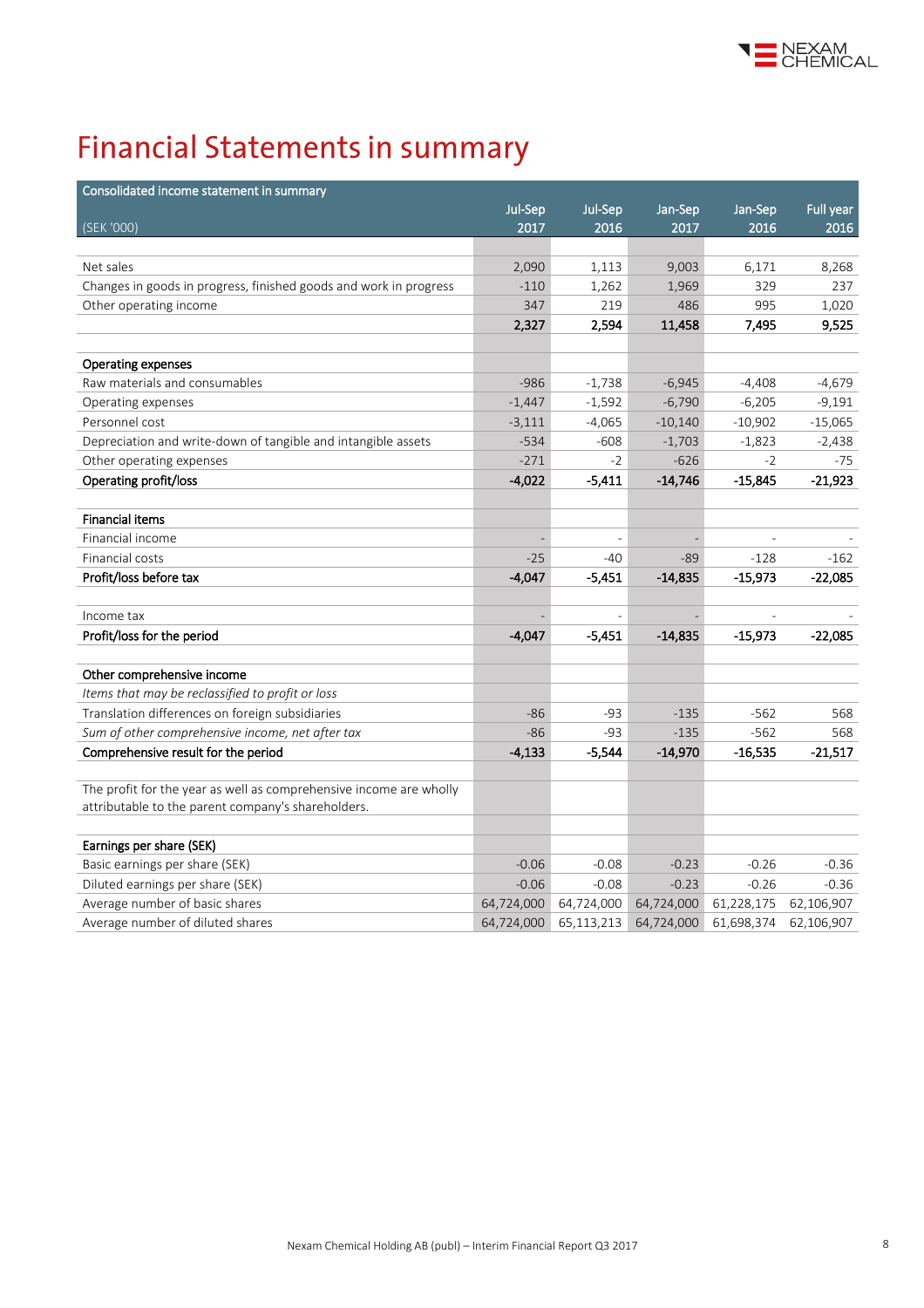# Financial Statements in summary

| Consolidated income statement in summary (SEK '000) | Jul-Sep 2017 | Jul-Sep 2016 | Jan-Sep 2017 | Jan-Sep 2016 | Full year 2016 |
|---|---|---|---|---|---|
| | | | | | |
| Net sales | 2,090 | 1,113 | 9,003 | 6,171 | 8,268 |
| Changes in goods in progress, finished goods and work in progress | -110 | 1,262 | 1,969 | 329 | 237 |
| Other operating income | 347 | 219 | 486 | 995 | 1,020 |
| | **2,327** | **2,594** | **11,458** | **7,495** | **9,525** |
| | | | | | |
| **Operating expenses** | | | | | |
| Raw materials and consumables | -986 | -1,738 | -6,945 | -4,408 | -4,679 |
| Operating expenses | -1,447 | -1,592 | -6,790 | -6,205 | -9,191 |
| Personnel cost | -3,111 | -4,065 | -10,140 | -10,902 | -15,065 |
| Depreciation and write-down of tangible and intangible assets | -534 | -608 | -1,703 | -1,823 | -2,438 |
| Other operating expenses | -271 | -2 | -626 | -2 | -75 |
| **Operating profit/loss** | **-4,022** | **-5,411** | **-14,746** | **-15,845** | **-21,923** |
| | | | | | |
| **Financial items** | | | | | |
| Financial income | - | - | - | - | - |
| Financial costs | -25 | -40 | -89 | -128 | -162 |
| **Profit/loss before tax** | **-4,047** | **-5,451** | **-14,835** | **-15,973** | **-22,085** |
| | | | | | |
| Income tax | - | - | - | - | - |
| **Profit/loss for the period** | **-4,047** | **-5,451** | **-14,835** | **-15,973** | **-22,085** |
| | | | | | |
| **Other comprehensive income** | | | | | |
| *Items that may be reclassified to profit or loss* | | | | | |
| Translation differences on foreign subsidiaries | -86 | -93 | -135 | -562 | 568 |
| *Sum of other comprehensive income, net after tax* | -86 | -93 | -135 | -562 | 568 |
| **Comprehensive result for the period** | **-4,133** | **-5,544** | **-14,970** | **-16,535** | **-21,517** |
| | | | | | |
| The profit for the year as well as comprehensive income are wholly attributable to the parent company's shareholders. | | | | | |
| | | | | | |
| **Earnings per share (SEK)** | | | | | |
| Basic earnings per share (SEK) | -0.06 | -0.08 | -0.23 | -0.26 | -0.36 |
| Diluted earnings per share (SEK) | -0.06 | -0.08 | -0.23 | -0.26 | -0.36 |
| Average number of basic shares | 64,724,000 | 64,724,000 | 64,724,000 | 61,228,175 | 62,106,907 |
| Average number of diluted shares | 64,724,000 | 65,113,213 | 64,724,000 | 61,698,374 | 62,106,907 |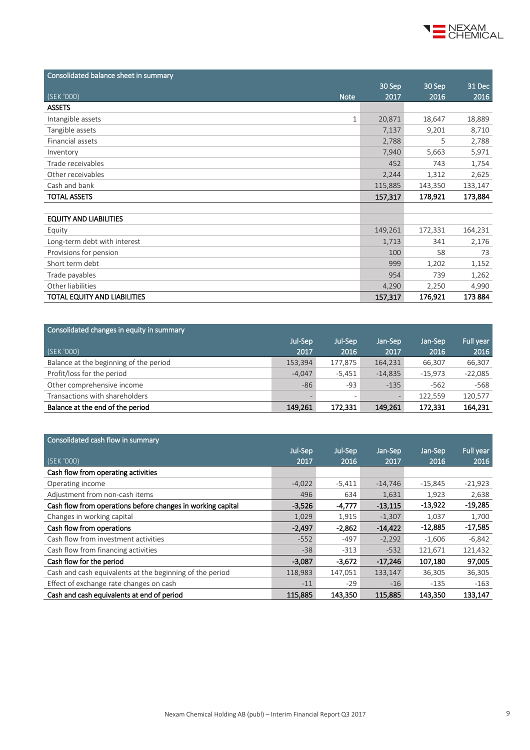| Consolidated balance sheet in summary | | | | |
|---|---|---|---|---|
| (SEK '000) | Note | 30 Sep 2017 | 30 Sep 2016 | 31 Dec 2016 |
| **ASSETS** | | | | |
| Intangible assets | 1 | 20,871 | 18,647 | 18,889 |
| Tangible assets | | 7,137 | 9,201 | 8,710 |
| Financial assets | | 2,788 | 5 | 2,788 |
| Inventory | | 7,940 | 5,663 | 5,971 |
| Trade receivables | | 452 | 743 | 1,754 |
| Other receivables | | 2,244 | 1,312 | 2,625 |
| Cash and bank | | 115,885 | 143,350 | 133,147 |
| **TOTAL ASSETS** | | **157,317** | **178,921** | **173,884** |
| | | | | |
| **EQUITY AND LIABILITIES** | | | | |
| Equity | | 149,261 | 172,331 | 164,231 |
| Long-term debt with interest | | 1,713 | 341 | 2,176 |
| Provisions for pension | | 100 | 58 | 73 |
| Short term debt | | 999 | 1,202 | 1,152 |
| Trade payables | | 954 | 739 | 1,262 |
| Other liabilities | | 4,290 | 2,250 | 4,990 |
| **TOTAL EQUITY AND LIABILITIES** | | **157,317** | **176,921** | **173 884** |

| Consolidated changes in equity in summary | | | | | |
|---|---|---|---|---|---|
| (SEK '000) | Jul-Sep 2017 | Jul-Sep 2016 | Jan-Sep 2017 | Jan-Sep 2016 | Full year 2016 |
| Balance at the beginning of the period | 153,394 | 177,875 | 164,231 | 66,307 | 66,307 |
| Profit/loss for the period | -4,047 | -5,451 | -14,835 | -15,973 | -22,085 |
| Other comprehensive income | -86 | -93 | -135 | -562 | -568 |
| Transactions with shareholders | - | - | - | 122,559 | 120,577 |
| **Balance at the end of the period** | **149,261** | **172,331** | **149,261** | **172,331** | **164,231** |

| Consolidated cash flow in summary | | | | | |
|---|---|---|---|---|---|
| (SEK '000) | Jul-Sep 2017 | Jul-Sep 2016 | Jan-Sep 2017 | Jan-Sep 2016 | Full year 2016 |
| **Cash flow from operating activities** | | | | | |
| Operating income | -4,022 | -5,411 | -14,746 | -15,845 | -21,923 |
| Adjustment from non-cash items | 496 | 634 | 1,631 | 1,923 | 2,638 |
| **Cash flow from operations before changes in working capital** | **-3,526** | **-4,777** | **-13,115** | **-13,922** | **-19,285** |
| Changes in working capital | 1,029 | 1,915 | -1,307 | 1,037 | 1,700 |
| **Cash flow from operations** | **-2,497** | **-2,862** | **-14,422** | **-12,885** | **-17,585** |
| Cash flow from investment activities | -552 | -497 | -2,292 | -1,606 | -6,842 |
| Cash flow from financing activities | -38 | -313 | -532 | 121,671 | 121,432 |
| **Cash flow for the period** | **-3,087** | **-3,672** | **-17,246** | **107,180** | **97,005** |
| Cash and cash equivalents at the beginning of the period | 118,983 | 147,051 | 133,147 | 36,305 | 36,305 |
| Effect of exchange rate changes on cash | -11 | -29 | -16 | -135 | -163 |
| **Cash and cash equivalents at end of period** | **115,885** | **143,350** | **115,885** | **143,350** | **133,147** |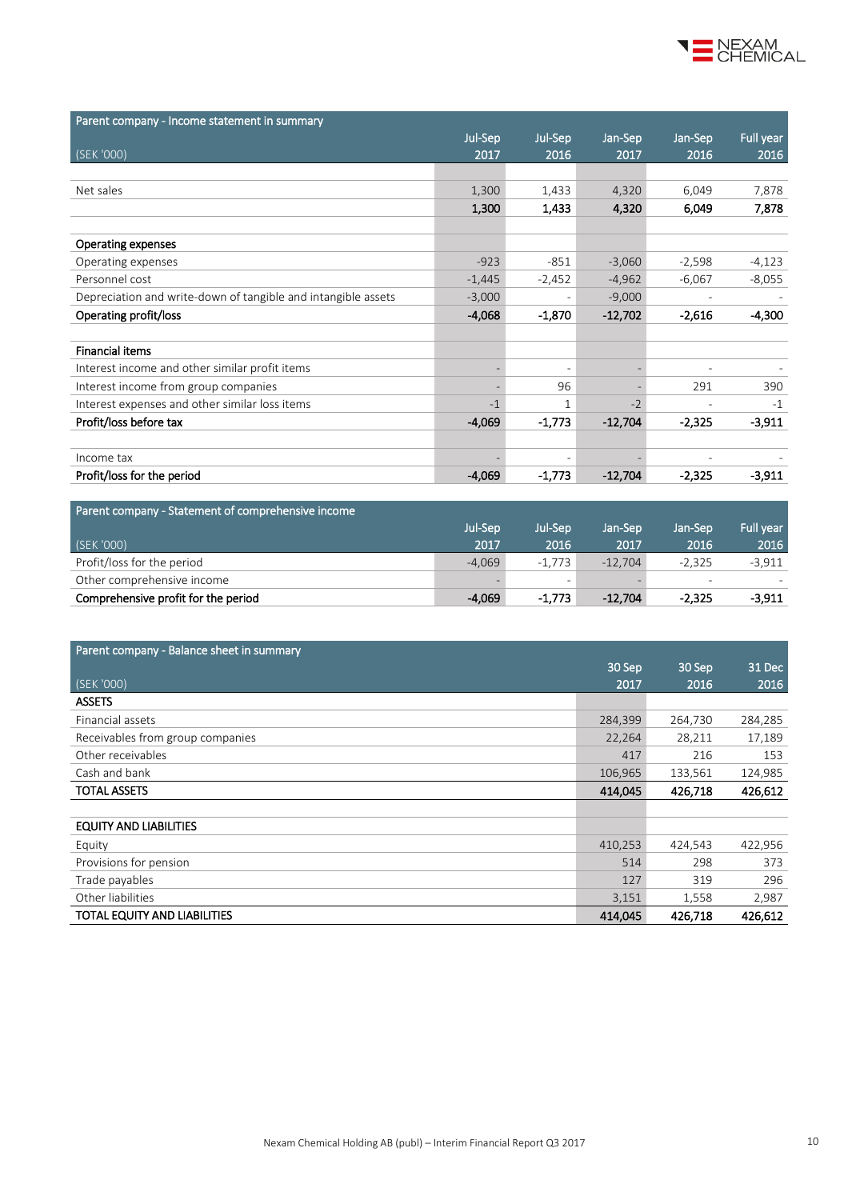## Parent company - Income statement in summary

| (SEK '000) | Jul-Sep 2017 | Jul-Sep 2016 | Jan-Sep 2017 | Jan-Sep 2016 | Full year 2016 |
|---|---|---|---|---|---|
| Net sales | 1,300 | 1,433 | 4,320 | 6,049 | 7,878 |
| | **1,300** | **1,433** | **4,320** | **6,049** | **7,878** |
| **Operating expenses** | | | | | |
| Operating expenses | -923 | -851 | -3,060 | -2,598 | -4,123 |
| Personnel cost | -1,445 | -2,452 | -4,962 | -6,067 | -8,055 |
| Depreciation and write-down of tangible and intangible assets | -3,000 | - | -9,000 | - | - |
| **Operating profit/loss** | **-4,068** | **-1,870** | **-12,702** | **-2,616** | **-4,300** |
| **Financial items** | | | | | |
| Interest income and other similar profit items | - | - | - | - | - |
| Interest income from group companies | - | 96 | - | 291 | 390 |
| Interest expenses and other similar loss items | -1 | 1 | -2 | - | -1 |
| **Profit/loss before tax** | **-4,069** | **-1,773** | **-12,704** | **-2,325** | **-3,911** |
| Income tax | - | - | - | - | - |
| **Profit/loss for the period** | **-4,069** | **-1,773** | **-12,704** | **-2,325** | **-3,911** |

## Parent company - Statement of comprehensive income

| (SEK '000) | Jul-Sep 2017 | Jul-Sep 2016 | Jan-Sep 2017 | Jan-Sep 2016 | Full year 2016 |
|---|---|---|---|---|---|
| Profit/loss for the period | -4,069 | -1,773 | -12,704 | -2,325 | -3,911 |
| Other comprehensive income | - | - | - | - | - |
| **Comprehensive profit for the period** | **-4,069** | **-1,773** | **-12,704** | **-2,325** | **-3,911** |

## Parent company - Balance sheet in summary

| (SEK '000) | 30 Sep 2017 | 30 Sep 2016 | 31 Dec 2016 |
|---|---|---|---|
| **ASSETS** | | | |
| Financial assets | 284,399 | 264,730 | 284,285 |
| Receivables from group companies | 22,264 | 28,211 | 17,189 |
| Other receivables | 417 | 216 | 153 |
| Cash and bank | 106,965 | 133,561 | 124,985 |
| **TOTAL ASSETS** | **414,045** | **426,718** | **426,612** |
| **EQUITY AND LIABILITIES** | | | |
| Equity | 410,253 | 424,543 | 422,956 |
| Provisions for pension | 514 | 298 | 373 |
| Trade payables | 127 | 319 | 296 |
| Other liabilities | 3,151 | 1,558 | 2,987 |
| **TOTAL EQUITY AND LIABILITIES** | **414,045** | **426,718** | **426,612** |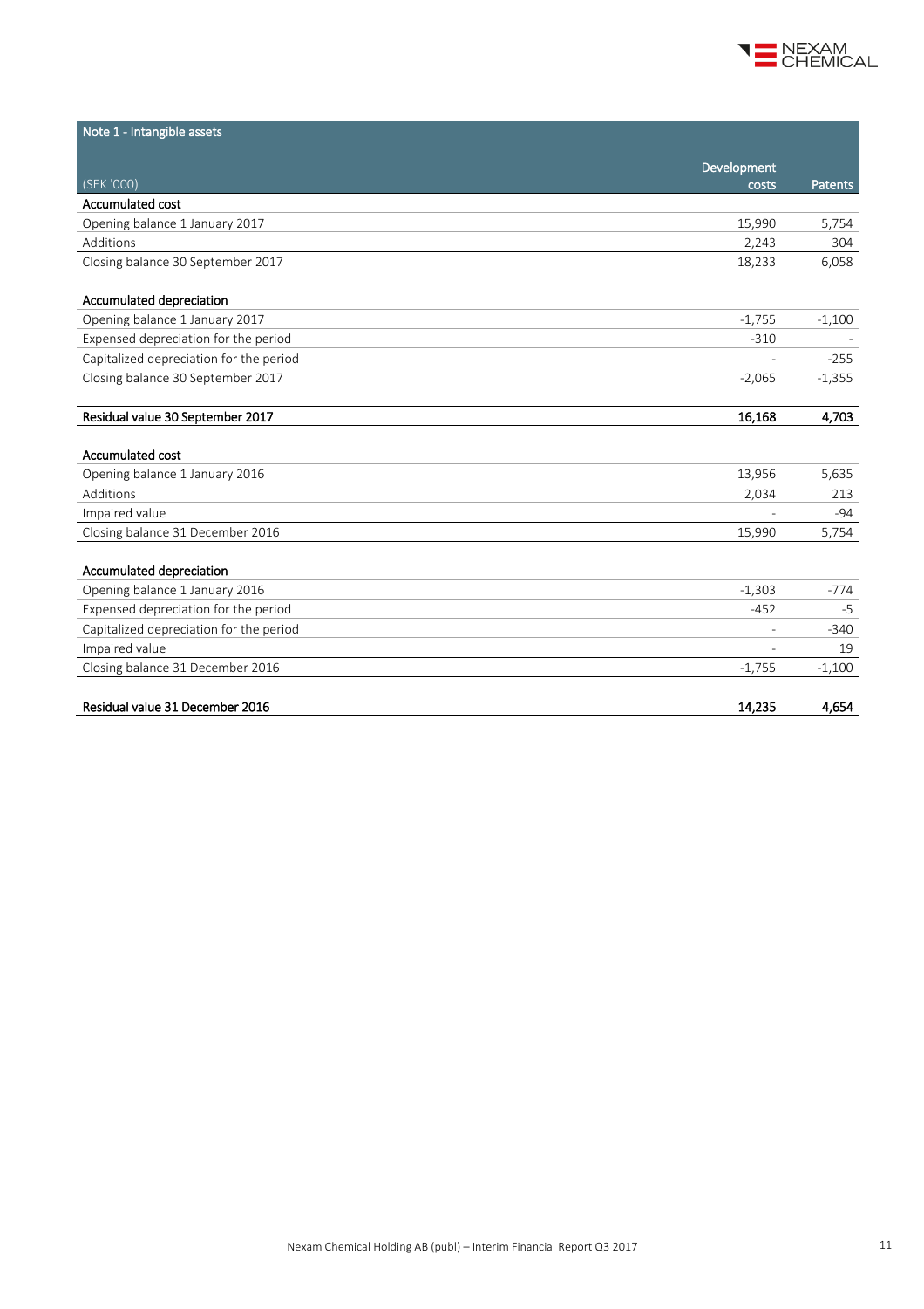## Note 1 - Intangible assets

| (SEK '000) | Development costs | Patents |
|---|---|---|
| **Accumulated cost** | | |
| Opening balance 1 January 2017 | 15,990 | 5,754 |
| Additions | 2,243 | 304 |
| Closing balance 30 September 2017 | 18,233 | 6,058 |
| | | |
| **Accumulated depreciation** | | |
| Opening balance 1 January 2017 | -1,755 | -1,100 |
| Expensed depreciation for the period | -310 | - |
| Capitalized depreciation for the period | - | -255 |
| Closing balance 30 September 2017 | -2,065 | -1,355 |
| | | |
| **Residual value 30 September 2017** | **16,168** | **4,703** |
| | | |
| **Accumulated cost** | | |
| Opening balance 1 January 2016 | 13,956 | 5,635 |
| Additions | 2,034 | 213 |
| Impaired value | - | -94 |
| Closing balance 31 December 2016 | 15,990 | 5,754 |
| | | |
| **Accumulated depreciation** | | |
| Opening balance 1 January 2016 | -1,303 | -774 |
| Expensed depreciation for the period | -452 | -5 |
| Capitalized depreciation for the period | - | -340 |
| Impaired value | - | 19 |
| Closing balance 31 December 2016 | -1,755 | -1,100 |
| | | |
| **Residual value 31 December 2016** | **14,235** | **4,654** |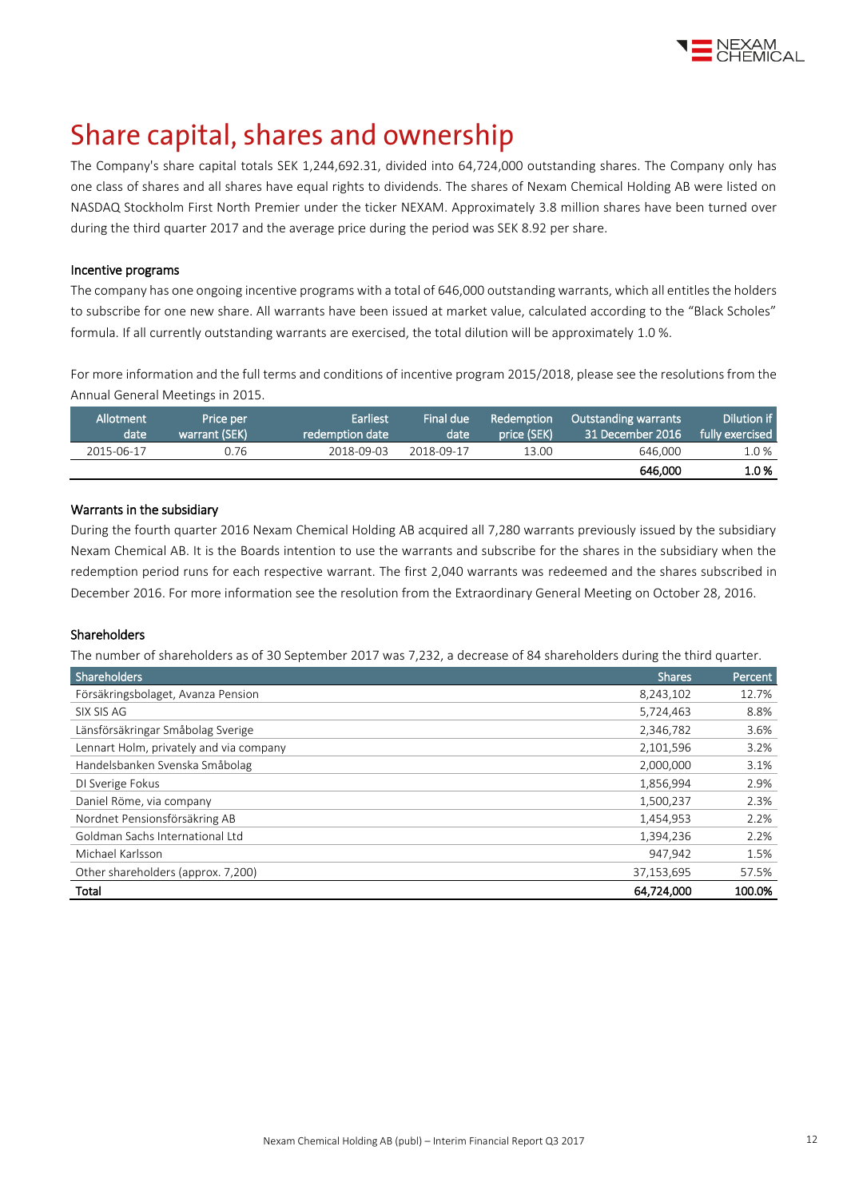# Share capital, shares and ownership

The Company's share capital totals SEK 1,244,692.31, divided into 64,724,000 outstanding shares. The Company only has one class of shares and all shares have equal rights to dividends. The shares of Nexam Chemical Holding AB were listed on NASDAQ Stockholm First North Premier under the ticker NEXAM. Approximately 3.8 million shares have been turned over during the third quarter 2017 and the average price during the period was SEK 8.92 per share.

### Incentive programs

The company has one ongoing incentive programs with a total of 646,000 outstanding warrants, which all entitles the holders to subscribe for one new share. All warrants have been issued at market value, calculated according to the "Black Scholes" formula. If all currently outstanding warrants are exercised, the total dilution will be approximately 1.0 %.

For more information and the full terms and conditions of incentive program 2015/2018, please see the resolutions from the Annual General Meetings in 2015.

| Allotment date | Price per warrant (SEK) | Earliest redemption date | Final due date | Redemption price (SEK) | Outstanding warrants 31 December 2016 | Dilution if fully exercised |
|---|---|---|---|---|---|---|
| 2015-06-17 | 0.76 | 2018-09-03 | 2018-09-17 | 13.00 | 646,000 | 1.0 % |
| | | | | | **646,000** | **1.0 %** |

### Warrants in the subsidiary

During the fourth quarter 2016 Nexam Chemical Holding AB acquired all 7,280 warrants previously issued by the subsidiary Nexam Chemical AB. It is the Boards intention to use the warrants and subscribe for the shares in the subsidiary when the redemption period runs for each respective warrant. The first 2,040 warrants was redeemed and the shares subscribed in December 2016. For more information see the resolution from the Extraordinary General Meeting on October 28, 2016.

### Shareholders

The number of shareholders as of 30 September 2017 was 7,232, a decrease of 84 shareholders during the third quarter.

| Shareholders | Shares | Percent |
|---|---|---|
| Försäkringsbolaget, Avanza Pension | 8,243,102 | 12.7% |
| SIX SIS AG | 5,724,463 | 8.8% |
| Länsförsäkringar Småbolag Sverige | 2,346,782 | 3.6% |
| Lennart Holm, privately and via company | 2,101,596 | 3.2% |
| Handelsbanken Svenska Småbolag | 2,000,000 | 3.1% |
| DI Sverige Fokus | 1,856,994 | 2.9% |
| Daniel Röme, via company | 1,500,237 | 2.3% |
| Nordnet Pensionsförsäkring AB | 1,454,953 | 2.2% |
| Goldman Sachs International Ltd | 1,394,236 | 2.2% |
| Michael Karlsson | 947,942 | 1.5% |
| Other shareholders (approx. 7,200) | 37,153,695 | 57.5% |
| **Total** | **64,724,000** | **100.0%** |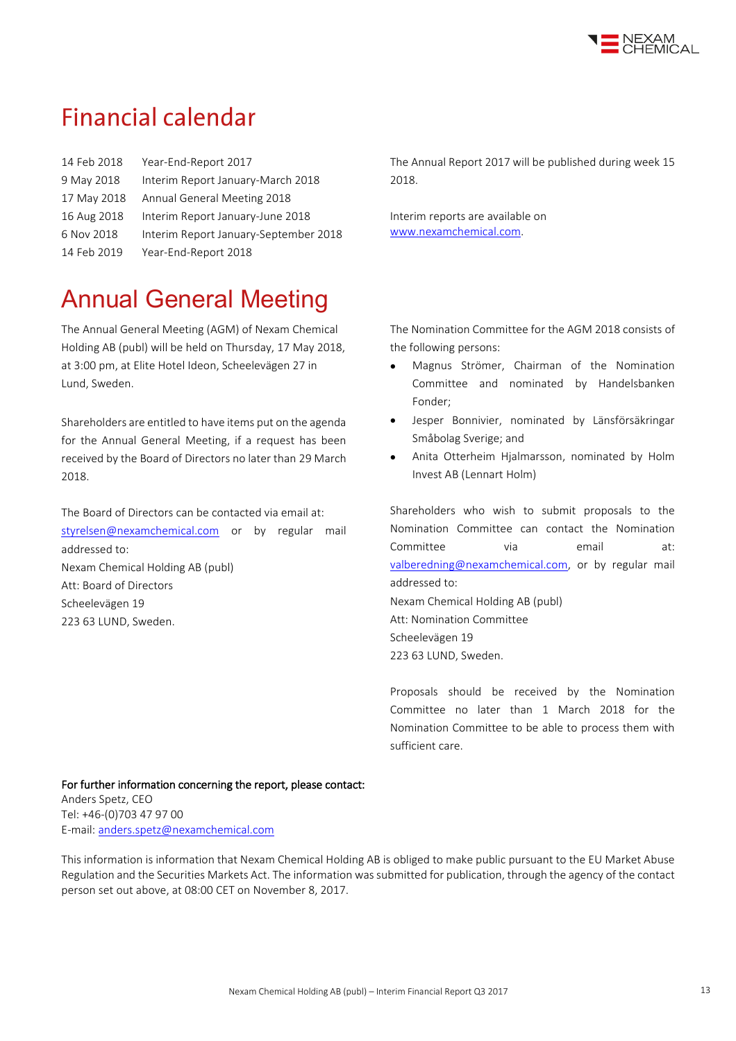# Financial calendar

| | |
|---|---|
| 14 Feb 2018 | Year-End-Report 2017 |
| 9 May 2018 | Interim Report January-March 2018 |
| 17 May 2018 | Annual General Meeting 2018 |
| 16 Aug 2018 | Interim Report January-June 2018 |
| 6 Nov 2018 | Interim Report January-September 2018 |
| 14 Feb 2019 | Year-End-Report 2018 |

The Annual Report 2017 will be published during week 15 2018.

Interim reports are available on www.nexamchemical.com.

# Annual General Meeting

The Annual General Meeting (AGM) of Nexam Chemical Holding AB (publ) will be held on Thursday, 17 May 2018, at 3:00 pm, at Elite Hotel Ideon, Scheelevägen 27 in Lund, Sweden.

Shareholders are entitled to have items put on the agenda for the Annual General Meeting, if a request has been received by the Board of Directors no later than 29 March 2018.

The Board of Directors can be contacted via email at: styrelsen@nexamchemical.com or by regular mail addressed to:
Nexam Chemical Holding AB (publ)
Att: Board of Directors
Scheelevägen 19
223 63 LUND, Sweden.

The Nomination Committee for the AGM 2018 consists of the following persons:

- Magnus Strömer, Chairman of the Nomination Committee and nominated by Handelsbanken Fonder;
- Jesper Bonnivier, nominated by Länsförsäkringar Småbolag Sverige; and
- Anita Otterheim Hjalmarsson, nominated by Holm Invest AB (Lennart Holm)

Shareholders who wish to submit proposals to the Nomination Committee can contact the Nomination Committee via email at: valberedning@nexamchemical.com, or by regular mail addressed to:
Nexam Chemical Holding AB (publ)
Att: Nomination Committee
Scheelevägen 19
223 63 LUND, Sweden.

Proposals should be received by the Nomination Committee no later than 1 March 2018 for the Nomination Committee to be able to process them with sufficient care.

**For further information concerning the report, please contact:**
Anders Spetz, CEO
Tel: +46-(0)703 47 97 00
E-mail: anders.spetz@nexamchemical.com

This information is information that Nexam Chemical Holding AB is obliged to make public pursuant to the EU Market Abuse Regulation and the Securities Markets Act. The information was submitted for publication, through the agency of the contact person set out above, at 08:00 CET on November 8, 2017.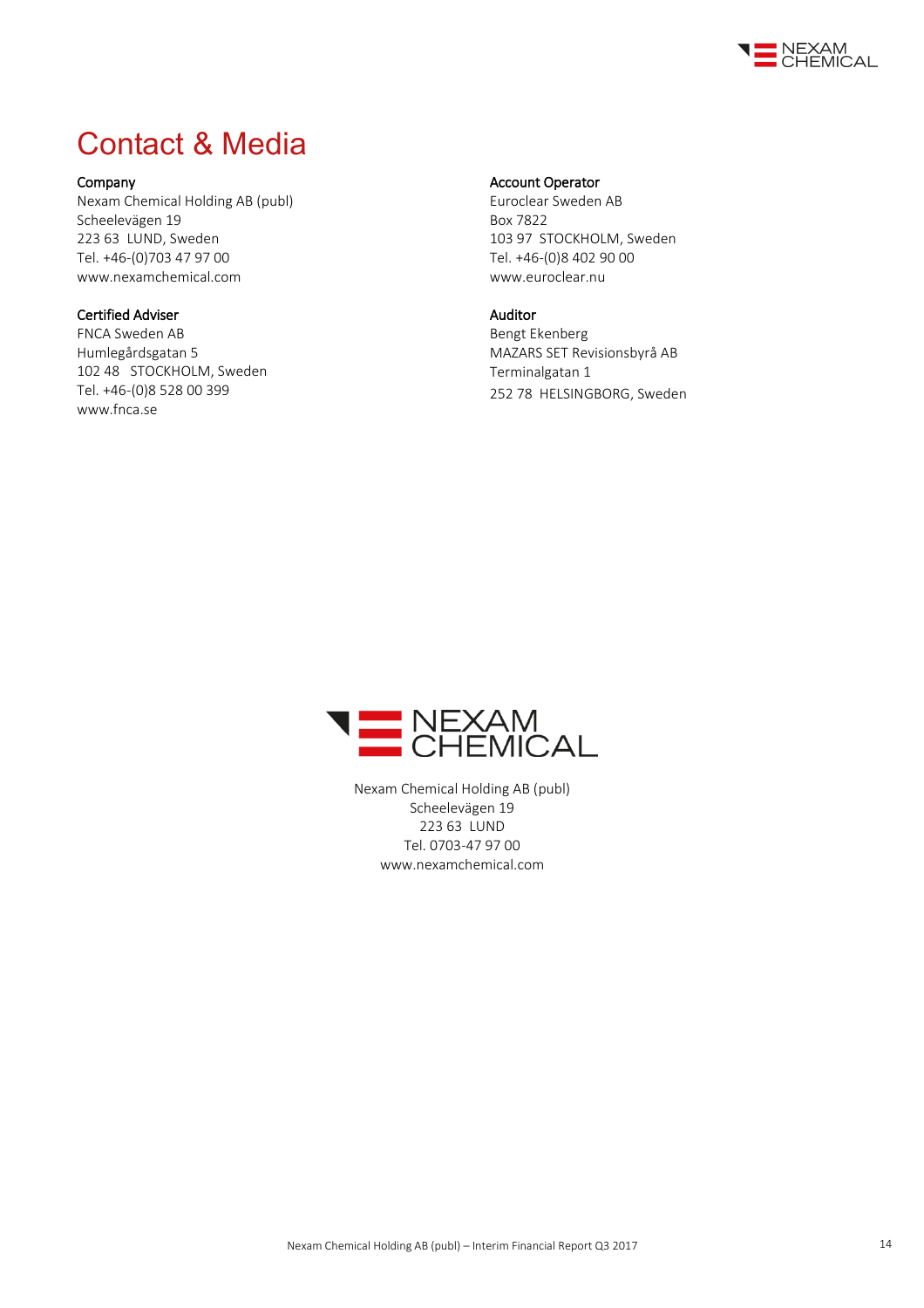# Contact & Media

**Company**
Nexam Chemical Holding AB (publ)
Scheelevägen 19
223 63 LUND, Sweden
Tel. +46-(0)703 47 97 00
www.nexamchemical.com

**Certified Adviser**
FNCA Sweden AB
Humlegårdsgatan 5
102 48 STOCKHOLM, Sweden
Tel. +46-(0)8 528 00 399
www.fnca.se

**Account Operator**
Euroclear Sweden AB
Box 7822
103 97 STOCKHOLM, Sweden
Tel. +46-(0)8 402 90 00
www.euroclear.nu

**Auditor**
Bengt Ekenberg
MAZARS SET Revisionsbyrå AB
Terminalgatan 1
252 78 HELSINGBORG, Sweden

NEXAM CHEMICAL

Nexam Chemical Holding AB (publ)
Scheelevägen 19
223 63 LUND
Tel. 0703-47 97 00
www.nexamchemical.com